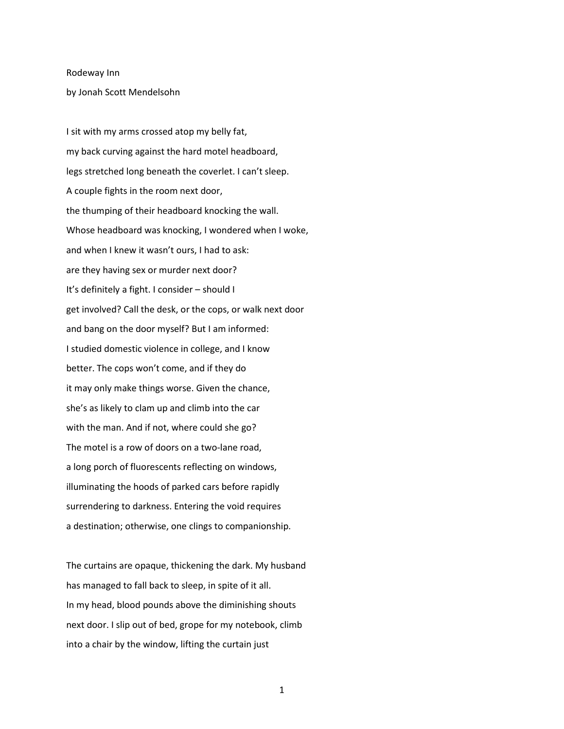# Rodeway Inn

by Jonah Scott Mendelsohn

I sit with my arms crossed atop my belly fat,
my back curving against the hard motel headboard,
legs stretched long beneath the coverlet. I can't sleep.
A couple fights in the room next door,
the thumping of their headboard knocking the wall.
Whose headboard was knocking, I wondered when I woke,
and when I knew it wasn't ours, I had to ask:
are they having sex or murder next door?
It's definitely a fight. I consider – should I
get involved? Call the desk, or the cops, or walk next door
and bang on the door myself? But I am informed:
I studied domestic violence in college, and I know
better. The cops won't come, and if they do
it may only make things worse. Given the chance,
she's as likely to clam up and climb into the car
with the man. And if not, where could she go?
The motel is a row of doors on a two-lane road,
a long porch of fluorescents reflecting on windows,
illuminating the hoods of parked cars before rapidly
surrendering to darkness. Entering the void requires
a destination; otherwise, one clings to companionship.

The curtains are opaque, thickening the dark. My husband
has managed to fall back to sleep, in spite of it all.
In my head, blood pounds above the diminishing shouts
next door. I slip out of bed, grope for my notebook, climb
into a chair by the window, lifting the curtain just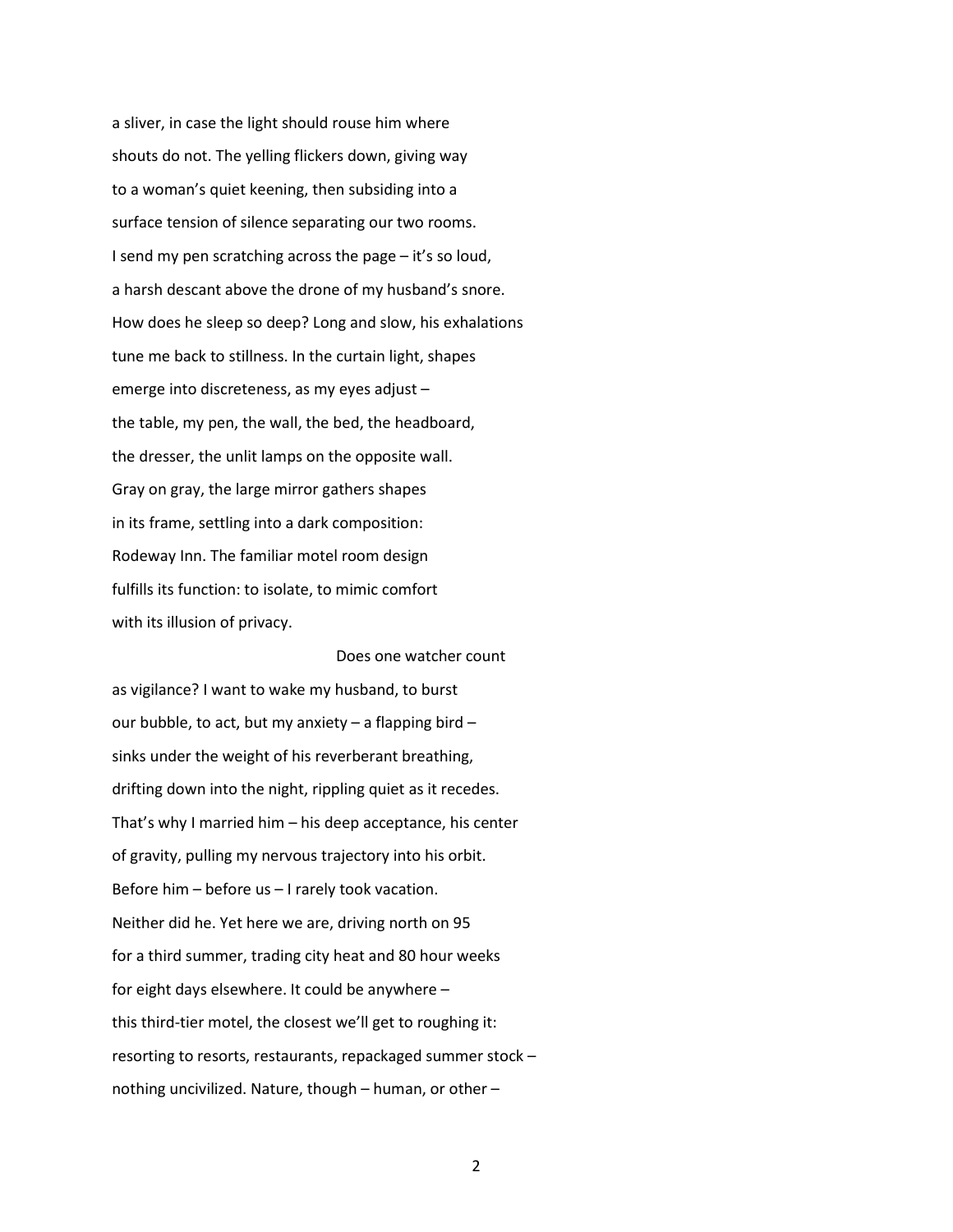a sliver, in case the light should rouse him where
shouts do not. The yelling flickers down, giving way
to a woman's quiet keening, then subsiding into a
surface tension of silence separating our two rooms.
I send my pen scratching across the page – it's so loud,
a harsh descant above the drone of my husband's snore.
How does he sleep so deep? Long and slow, his exhalations
tune me back to stillness. In the curtain light, shapes
emerge into discreteness, as my eyes adjust –
the table, my pen, the wall, the bed, the headboard,
the dresser, the unlit lamps on the opposite wall.
Gray on gray, the large mirror gathers shapes
in its frame, settling into a dark composition:
Rodeway Inn. The familiar motel room design
fulfills its function: to isolate, to mimic comfort
with its illusion of privacy.

Does one watcher count

as vigilance? I want to wake my husband, to burst
our bubble, to act, but my anxiety – a flapping bird –
sinks under the weight of his reverberant breathing,
drifting down into the night, rippling quiet as it recedes.
That's why I married him – his deep acceptance, his center
of gravity, pulling my nervous trajectory into his orbit.
Before him – before us – I rarely took vacation.
Neither did he. Yet here we are, driving north on 95
for a third summer, trading city heat and 80 hour weeks
for eight days elsewhere. It could be anywhere –
this third-tier motel, the closest we'll get to roughing it:
resorting to resorts, restaurants, repackaged summer stock –
nothing uncivilized. Nature, though – human, or other –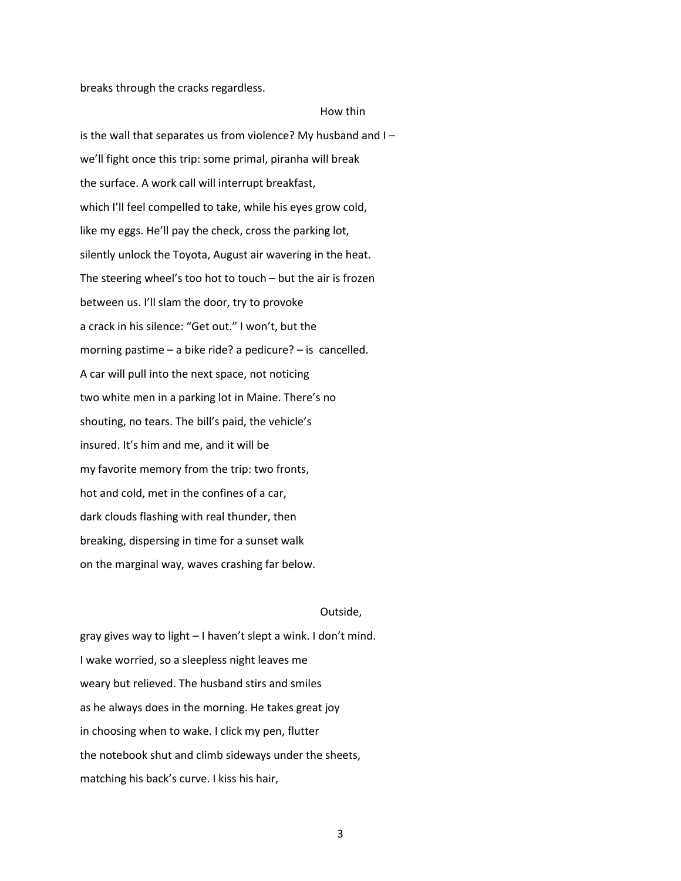breaks through the cracks regardless.

How thin

is the wall that separates us from violence? My husband and I –
we'll fight once this trip: some primal, piranha will break
the surface. A work call will interrupt breakfast,
which I'll feel compelled to take, while his eyes grow cold,
like my eggs. He'll pay the check, cross the parking lot,
silently unlock the Toyota, August air wavering in the heat.
The steering wheel's too hot to touch – but the air is frozen
between us. I'll slam the door, try to provoke
a crack in his silence: "Get out." I won't, but the
morning pastime – a bike ride? a pedicure? – is cancelled.
A car will pull into the next space, not noticing
two white men in a parking lot in Maine. There's no
shouting, no tears. The bill's paid, the vehicle's
insured. It's him and me, and it will be
my favorite memory from the trip: two fronts,
hot and cold, met in the confines of a car,
dark clouds flashing with real thunder, then
breaking, dispersing in time for a sunset walk
on the marginal way, waves crashing far below.

Outside,

gray gives way to light – I haven't slept a wink. I don't mind.
I wake worried, so a sleepless night leaves me
weary but relieved. The husband stirs and smiles
as he always does in the morning. He takes great joy
in choosing when to wake. I click my pen, flutter
the notebook shut and climb sideways under the sheets,
matching his back's curve. I kiss his hair,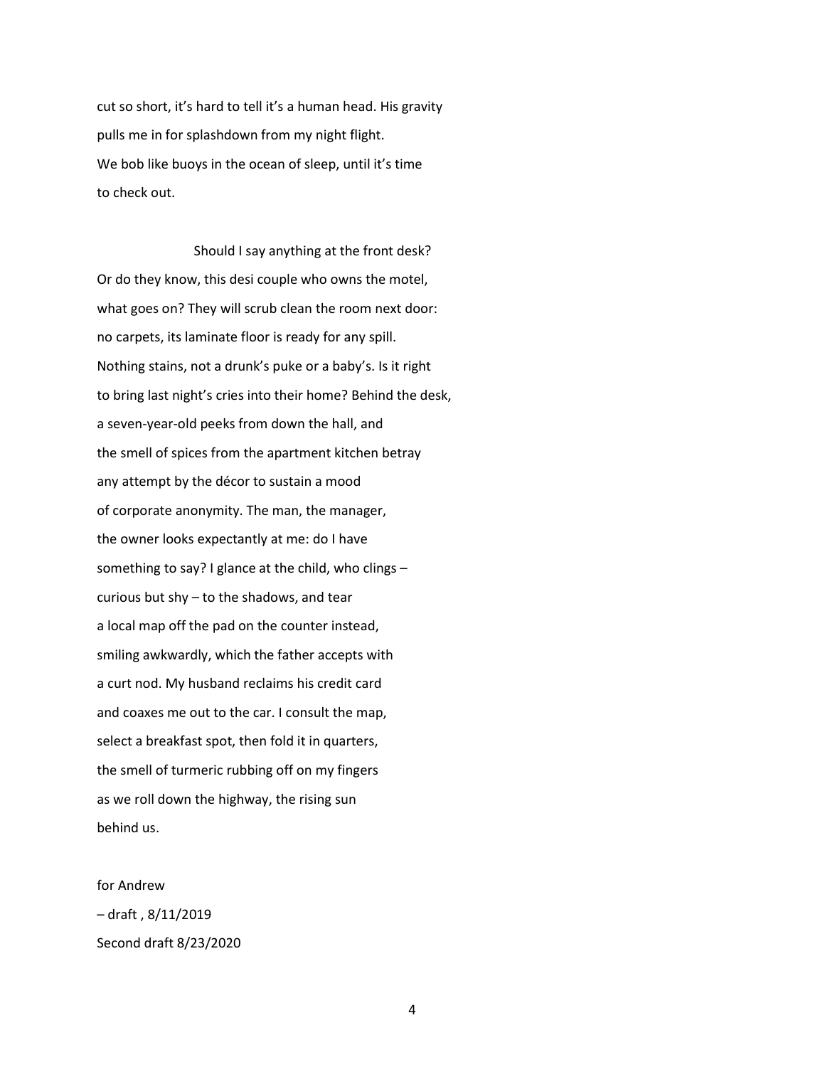cut so short, it's hard to tell it's a human head. His gravity
pulls me in for splashdown from my night flight.
We bob like buoys in the ocean of sleep, until it's time
to check out.

                    Should I say anything at the front desk?
Or do they know, this desi couple who owns the motel,
what goes on? They will scrub clean the room next door:
no carpets, its laminate floor is ready for any spill.
Nothing stains, not a drunk's puke or a baby's. Is it right
to bring last night's cries into their home? Behind the desk,
a seven-year-old peeks from down the hall, and
the smell of spices from the apartment kitchen betray
any attempt by the décor to sustain a mood
of corporate anonymity. The man, the manager,
the owner looks expectantly at me: do I have
something to say? I glance at the child, who clings –
curious but shy – to the shadows, and tear
a local map off the pad on the counter instead,
smiling awkwardly, which the father accepts with
a curt nod. My husband reclaims his credit card
and coaxes me out to the car. I consult the map,
select a breakfast spot, then fold it in quarters,
the smell of turmeric rubbing off on my fingers
as we roll down the highway, the rising sun
behind us.

for Andrew

– draft , 8/11/2019

Second draft 8/23/2020